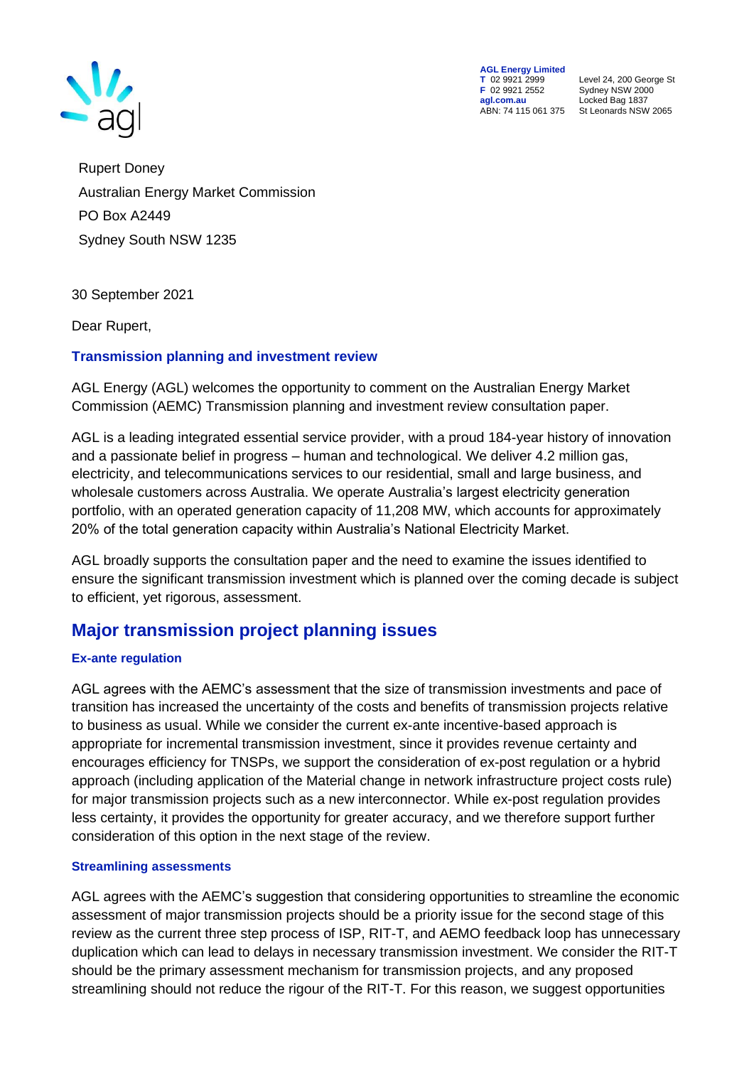AGL Energy Limited
T 02 9921 2999
F 02 9921 2552
agl.com.au
ABN: 74 115 061 375

Level 24, 200 George St
Sydney NSW 2000
Locked Bag 1837
St Leonards NSW 2065

Rupert Doney
Australian Energy Market Commission
PO Box A2449
Sydney South NSW 1235

30 September 2021

Dear Rupert,

### Transmission planning and investment review

AGL Energy (AGL) welcomes the opportunity to comment on the Australian Energy Market Commission (AEMC) Transmission planning and investment review consultation paper.

AGL is a leading integrated essential service provider, with a proud 184-year history of innovation and a passionate belief in progress – human and technological. We deliver 4.2 million gas, electricity, and telecommunications services to our residential, small and large business, and wholesale customers across Australia. We operate Australia's largest electricity generation portfolio, with an operated generation capacity of 11,208 MW, which accounts for approximately 20% of the total generation capacity within Australia's National Electricity Market.

AGL broadly supports the consultation paper and the need to examine the issues identified to ensure the significant transmission investment which is planned over the coming decade is subject to efficient, yet rigorous, assessment.

## Major transmission project planning issues

### Ex-ante regulation

AGL agrees with the AEMC's assessment that the size of transmission investments and pace of transition has increased the uncertainty of the costs and benefits of transmission projects relative to business as usual. While we consider the current ex-ante incentive-based approach is appropriate for incremental transmission investment, since it provides revenue certainty and encourages efficiency for TNSPs, we support the consideration of ex-post regulation or a hybrid approach (including application of the Material change in network infrastructure project costs rule) for major transmission projects such as a new interconnector. While ex-post regulation provides less certainty, it provides the opportunity for greater accuracy, and we therefore support further consideration of this option in the next stage of the review.

### Streamlining assessments

AGL agrees with the AEMC's suggestion that considering opportunities to streamline the economic assessment of major transmission projects should be a priority issue for the second stage of this review as the current three step process of ISP, RIT-T, and AEMO feedback loop has unnecessary duplication which can lead to delays in necessary transmission investment. We consider the RIT-T should be the primary assessment mechanism for transmission projects, and any proposed streamlining should not reduce the rigour of the RIT-T. For this reason, we suggest opportunities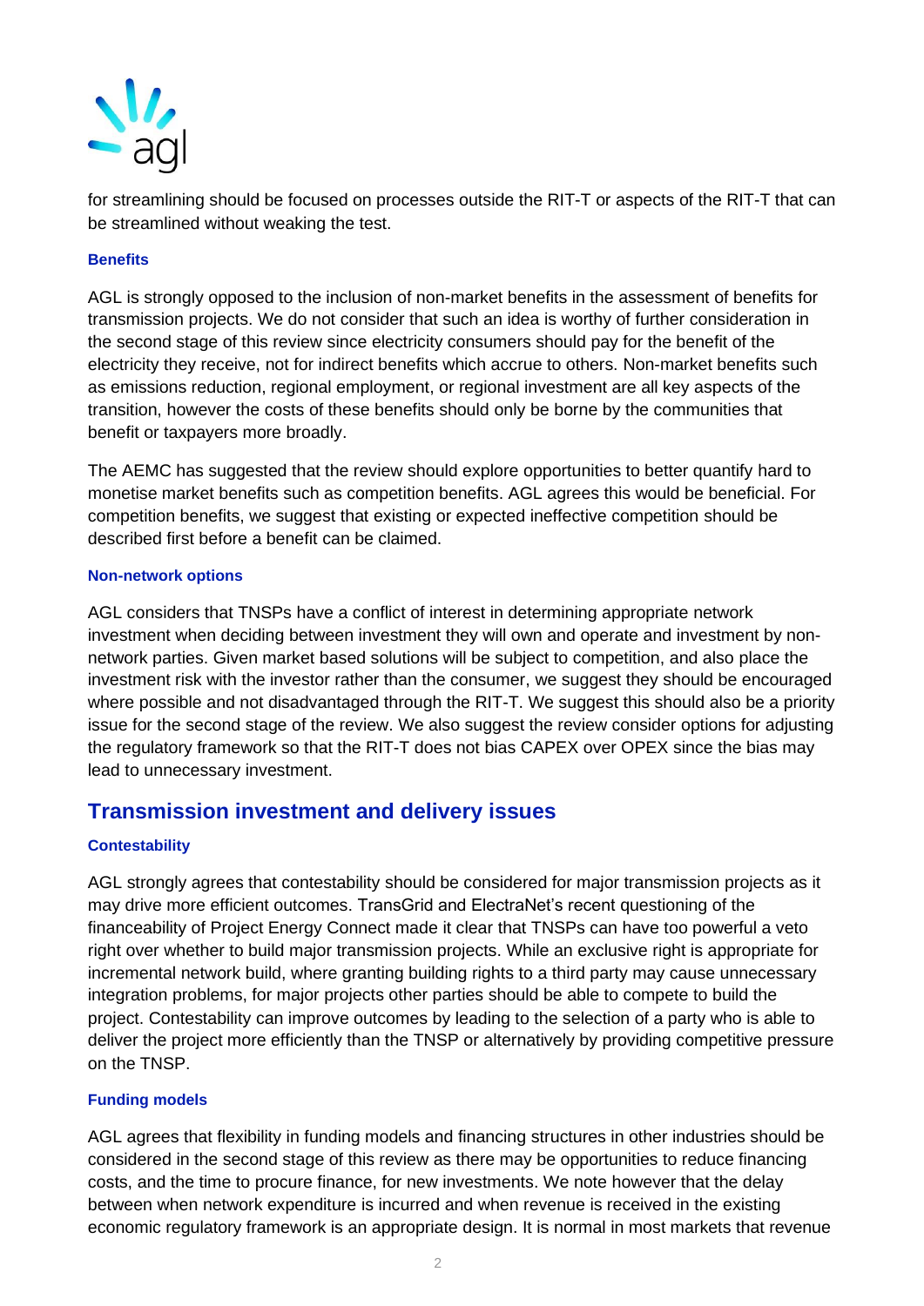for streamlining should be focused on processes outside the RIT-T or aspects of the RIT-T that can be streamlined without weaking the test.

### Benefits

AGL is strongly opposed to the inclusion of non-market benefits in the assessment of benefits for transmission projects. We do not consider that such an idea is worthy of further consideration in the second stage of this review since electricity consumers should pay for the benefit of the electricity they receive, not for indirect benefits which accrue to others. Non-market benefits such as emissions reduction, regional employment, or regional investment are all key aspects of the transition, however the costs of these benefits should only be borne by the communities that benefit or taxpayers more broadly.

The AEMC has suggested that the review should explore opportunities to better quantify hard to monetise market benefits such as competition benefits. AGL agrees this would be beneficial. For competition benefits, we suggest that existing or expected ineffective competition should be described first before a benefit can be claimed.

### Non-network options

AGL considers that TNSPs have a conflict of interest in determining appropriate network investment when deciding between investment they will own and operate and investment by non-network parties. Given market based solutions will be subject to competition, and also place the investment risk with the investor rather than the consumer, we suggest they should be encouraged where possible and not disadvantaged through the RIT-T. We suggest this should also be a priority issue for the second stage of the review. We also suggest the review consider options for adjusting the regulatory framework so that the RIT-T does not bias CAPEX over OPEX since the bias may lead to unnecessary investment.

## Transmission investment and delivery issues

### Contestability

AGL strongly agrees that contestability should be considered for major transmission projects as it may drive more efficient outcomes. TransGrid and ElectraNet's recent questioning of the financeability of Project Energy Connect made it clear that TNSPs can have too powerful a veto right over whether to build major transmission projects. While an exclusive right is appropriate for incremental network build, where granting building rights to a third party may cause unnecessary integration problems, for major projects other parties should be able to compete to build the project. Contestability can improve outcomes by leading to the selection of a party who is able to deliver the project more efficiently than the TNSP or alternatively by providing competitive pressure on the TNSP.

### Funding models

AGL agrees that flexibility in funding models and financing structures in other industries should be considered in the second stage of this review as there may be opportunities to reduce financing costs, and the time to procure finance, for new investments. We note however that the delay between when network expenditure is incurred and when revenue is received in the existing economic regulatory framework is an appropriate design. It is normal in most markets that revenue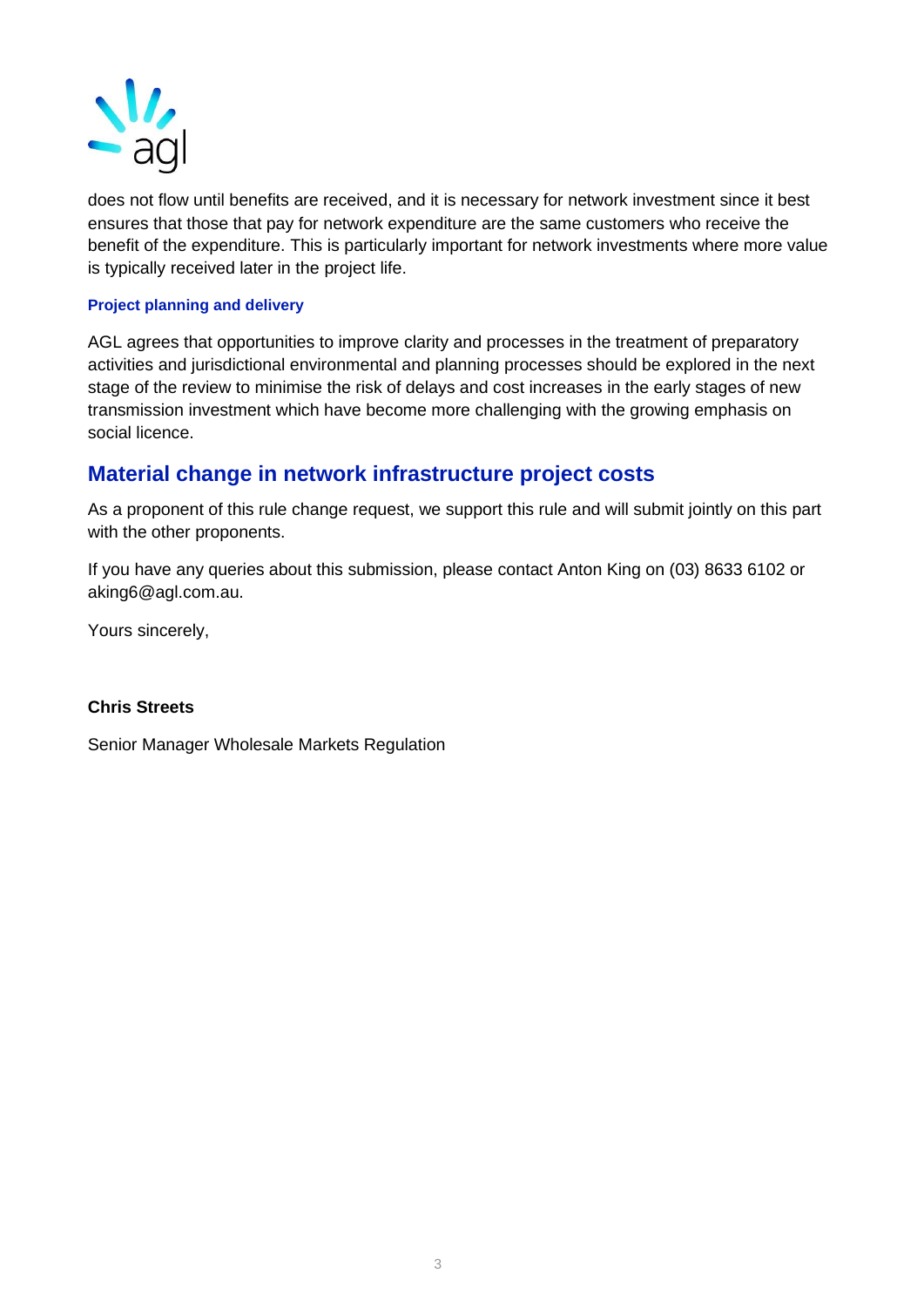does not flow until benefits are received, and it is necessary for network investment since it best ensures that those that pay for network expenditure are the same customers who receive the benefit of the expenditure. This is particularly important for network investments where more value is typically received later in the project life.

### Project planning and delivery

AGL agrees that opportunities to improve clarity and processes in the treatment of preparatory activities and jurisdictional environmental and planning processes should be explored in the next stage of the review to minimise the risk of delays and cost increases in the early stages of new transmission investment which have become more challenging with the growing emphasis on social licence.

## Material change in network infrastructure project costs

As a proponent of this rule change request, we support this rule and will submit jointly on this part with the other proponents.

If you have any queries about this submission, please contact Anton King on (03) 8633 6102 or aking6@agl.com.au.

Yours sincerely,

**Chris Streets**

Senior Manager Wholesale Markets Regulation